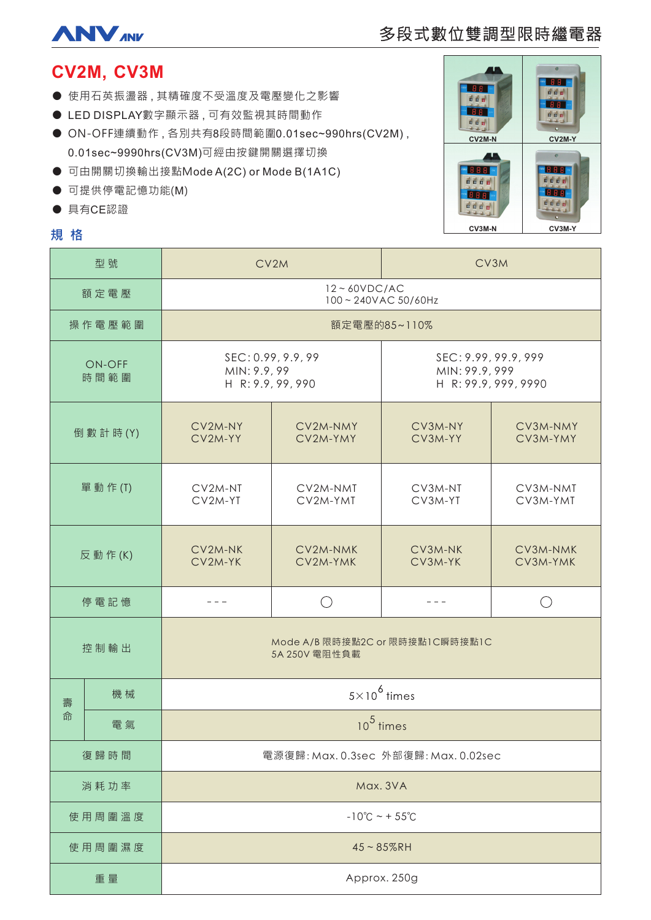# CV2M, CV3M

- 使用石英振盪器，其精確度不受溫度及電壓變化之影響
- LED DISPLAY數字顯示器，可有效監視其時間動作
- ON-OFF連續動作，各別共有8段時間範圍0.01sec~990hrs(CV2M)，0.01sec~9990hrs(CV3M)可經由按鍵開關選擇切換
- 可由開關切換輸出接點Mode A(2C) or Mode B(1A1C)
- 可提供停電記憶功能(M)
- 具有CE認證

CV2M-N　CV2M-Y　CV3M-N　CV3M-Y

## 規 格

| 型 號 | | CV2M | | CV3M | |
|---|---|---|---|---|---|
| 額定電壓 | | 12 ~ 60VDC/AC<br>100 ~ 240VAC 50/60Hz | | | |
| 操作電壓範圍 | | 額定電壓的85~110% | | | |
| ON-OFF 時間範圍 | | SEC: 0.99, 9.9, 99<br>MIN: 9.9, 99<br>H R: 9.9, 99, 990 | | SEC: 9.99, 99.9, 999<br>MIN: 99.9, 999<br>H R: 99.9, 999, 9990 | |
| 倒數計時 (Y) | | CV2M-NY<br>CV2M-YY | CV2M-NMY<br>CV2M-YMY | CV3M-NY<br>CV3M-YY | CV3M-NMY<br>CV3M-YMY |
| 單動作 (T) | | CV2M-NT<br>CV2M-YT | CV2M-NMT<br>CV2M-YMT | CV3M-NT<br>CV3M-YT | CV3M-NMT<br>CV3M-YMT |
| 反動作 (K) | | CV2M-NK<br>CV2M-YK | CV2M-NMK<br>CV2M-YMK | CV3M-NK<br>CV3M-YK | CV3M-NMK<br>CV3M-YMK |
| 停電記憶 | | - - - | ○ | - - - | ○ |
| 控制輸出 | | Mode A/B 限時接點2C or 限時接點1C瞬時接點1C<br>5A 250V 電阻性負載 | | | |
| 壽命 | 機械 | $5\times10^6$ times | | | |
| | 電氣 | $10^5$ times | | | |
| 復歸時間 | | 電源復歸: Max. 0.3sec 外部復歸: Max. 0.02sec | | | |
| 消耗功率 | | Max. 3VA | | | |
| 使用周圍溫度 | | -10℃ ~ + 55℃ | | | |
| 使用周圍濕度 | | 45 ~ 85%RH | | | |
| 重量 | | Approx. 250g | | | |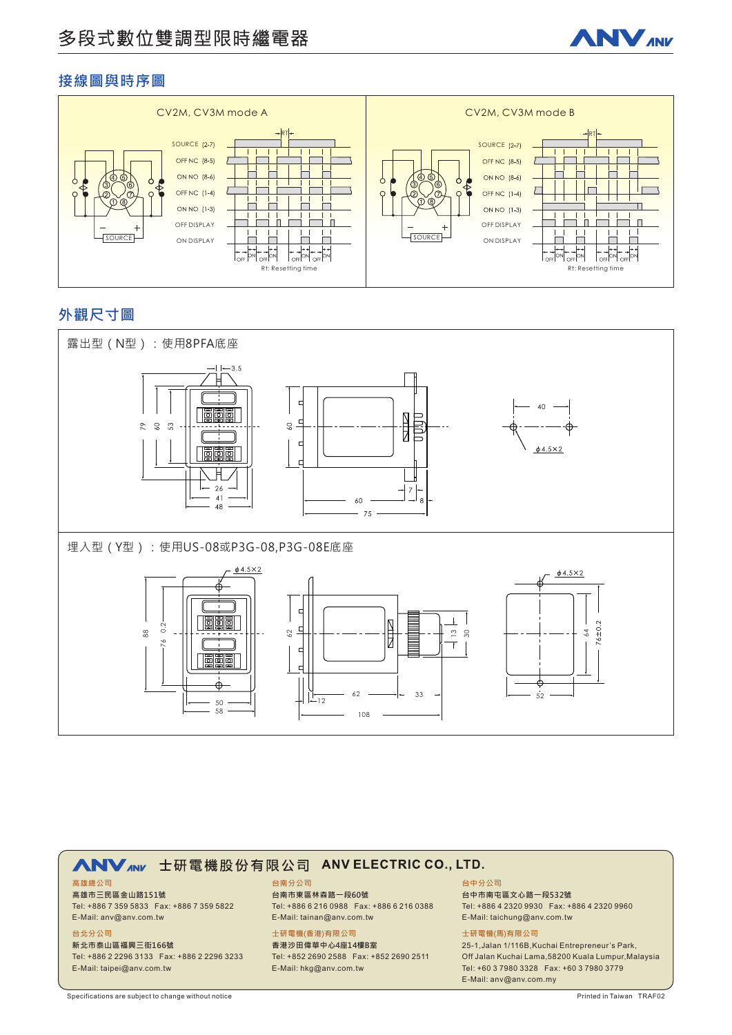# 多段式數位雙調型限時繼電器

## 接線圖與時序圖

CV2M, CV3M mode A

SOURCE (2-7)
OFF NC (8-5)
ON NO (8-6)
OFF NC (1-4)
ON NO (1-3)
OFF DISPLAY
ON DISPLAY
RT
OFF ON OFF ON OFF ON OFF ON
Rt: Resetting time
SOURCE

CV2M, CV3M mode B

SOURCE (2-7)
OFF NC (8-5)
ON NO (8-6)
OFF NC (1-4)
ON NO (1-3)
OFF DISPLAY
ON DISPLAY
RT
OFF ON OFF ON OFF ON OFF ON
Rt: Resetting time
SOURCE

## 外觀尺寸圖

露出型（N型）：使用8PFA底座

3.5
79 60 53
26 41 48
60
60 75
7 8
40
ϕ4.5×2

埋入型（Y型）：使用US-08或P3G-08,P3G-08E底座

ϕ4.5×2
88 76 0.2
50 58
62
13 30
62 33
12
108
ϕ4.5×2
64 76±0.2
52

---

**ANV** 士研電機股份有限公司 **ANV ELECTRIC CO., LTD.**

高雄總公司
**高雄市三民區金山路151號**
Tel: +886 7 359 5833　Fax: +886 7 359 5822
E-Mail: anv@anv.com.tw

台南分公司
**台南市東區林森路一段60號**
Tel: +886 6 216 0988　Fax: +886 6 216 0388
E-Mail: tainan@anv.com.tw

台中分公司
**台中市南屯區文心路一段532號**
Tel: +886 4 2320 9930　Fax: +886 4 2320 9960
E-Mail: taichung@anv.com.tw

台北分公司
**新北市泰山區福興三街166號**
Tel: +886 2 2296 3133　Fax: +886 2 2296 3233
E-Mail: taipei@anv.com.tw

士研電機(香港)有限公司
**香港沙田偉華中心4座14樓B室**
Tel: +852 2690 2588　Fax: +852 2690 2511
E-Mail: hkg@anv.com.tw

士研電機(馬)有限公司
25-1,Jalan 1/116B,Kuchai Entrepreneur's Park,
Off Jalan Kuchai Lama,58200 Kuala Lumpur,Malaysia
Tel: +60 3 7980 3328　Fax: +60 3 7980 3779
E-Mail: anv@anv.com.my

Specifications are subject to change without notice

Printed in Taiwan　TRAF02